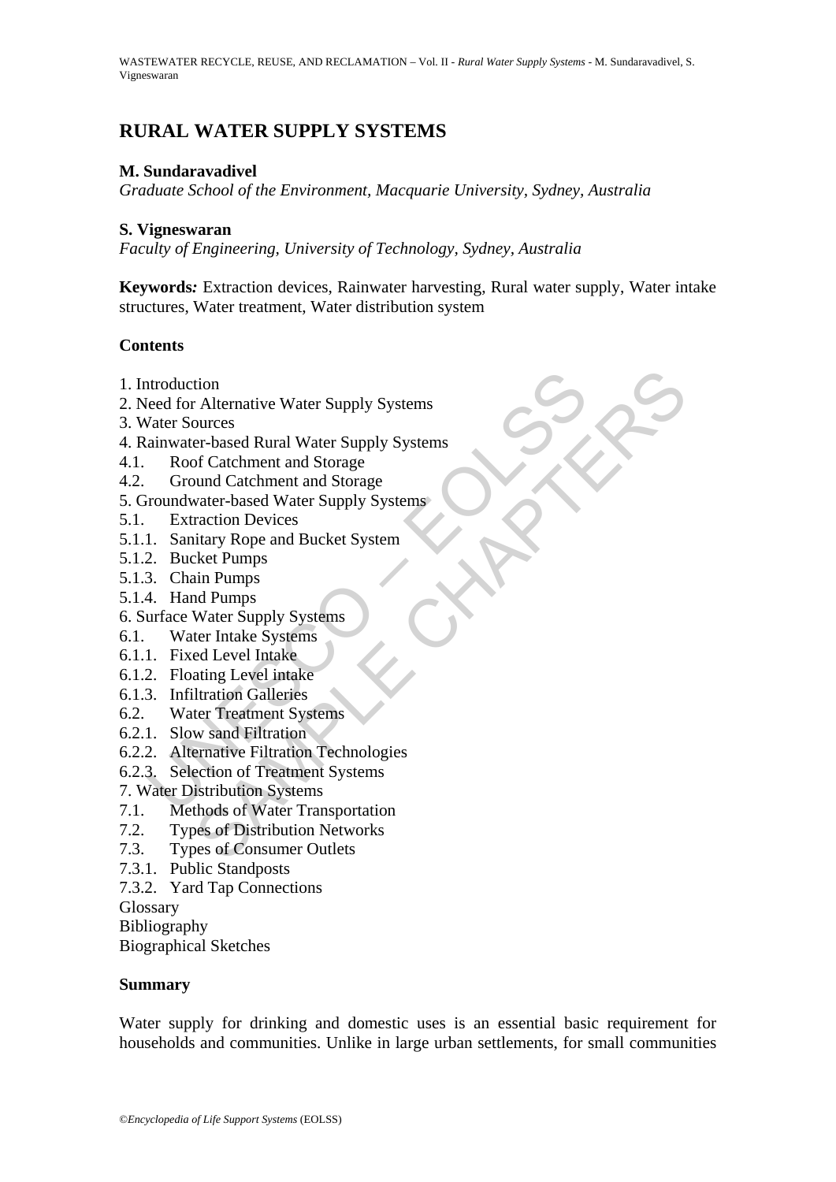# RURAL WATER SUPPLY SYSTEMS

**M. Sundaravadivel**

*Graduate School of the Environment, Macquarie University, Sydney, Australia*

**S. Vigneswaran**

*Faculty of Engineering, University of Technology, Sydney, Australia*

**Keywords***:* Extraction devices, Rainwater harvesting, Rural water supply, Water intake structures, Water treatment, Water distribution system

**Contents**

1. Introduction
2. Need for Alternative Water Supply Systems
3. Water Sources
4. Rainwater-based Rural Water Supply Systems
4.1. Roof Catchment and Storage
4.2. Ground Catchment and Storage
5. Groundwater-based Water Supply Systems
5.1. Extraction Devices
5.1.1. Sanitary Rope and Bucket System
5.1.2. Bucket Pumps
5.1.3. Chain Pumps
5.1.4. Hand Pumps
6. Surface Water Supply Systems
6.1. Water Intake Systems
6.1.1. Fixed Level Intake
6.1.2. Floating Level intake
6.1.3. Infiltration Galleries
6.2. Water Treatment Systems
6.2.1. Slow sand Filtration
6.2.2. Alternative Filtration Technologies
6.2.3. Selection of Treatment Systems
7. Water Distribution Systems
7.1. Methods of Water Transportation
7.2. Types of Distribution Networks
7.3. Types of Consumer Outlets
7.3.1. Public Standposts
7.3.2. Yard Tap Connections

Glossary

Bibliography

Biographical Sketches

**Summary**

Water supply for drinking and domestic uses is an essential basic requirement for households and communities. Unlike in large urban settlements, for small communities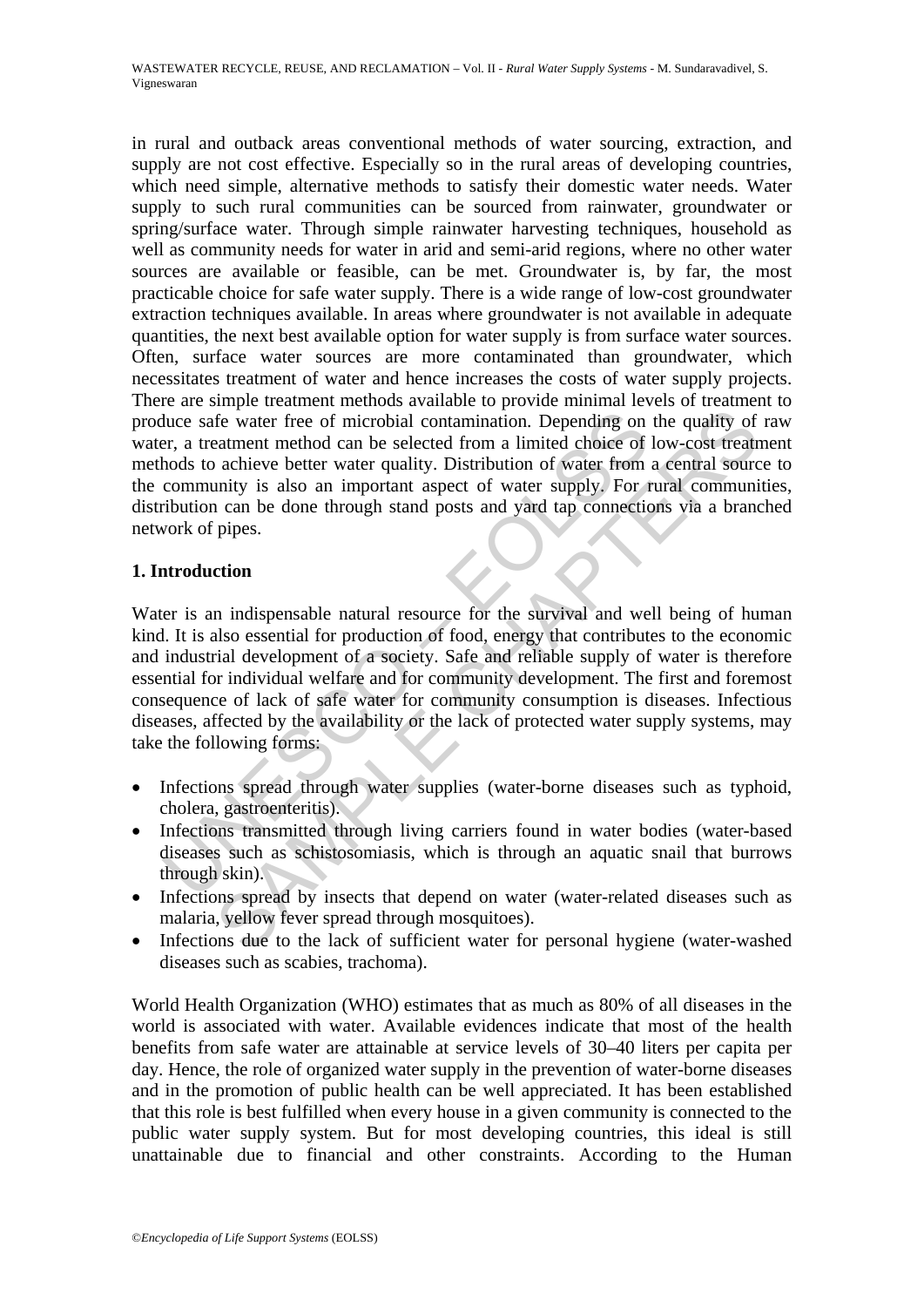in rural and outback areas conventional methods of water sourcing, extraction, and supply are not cost effective. Especially so in the rural areas of developing countries, which need simple, alternative methods to satisfy their domestic water needs. Water supply to such rural communities can be sourced from rainwater, groundwater or spring/surface water. Through simple rainwater harvesting techniques, household as well as community needs for water in arid and semi-arid regions, where no other water sources are available or feasible, can be met. Groundwater is, by far, the most practicable choice for safe water supply. There is a wide range of low-cost groundwater extraction techniques available. In areas where groundwater is not available in adequate quantities, the next best available option for water supply is from surface water sources. Often, surface water sources are more contaminated than groundwater, which necessitates treatment of water and hence increases the costs of water supply projects. There are simple treatment methods available to provide minimal levels of treatment to produce safe water free of microbial contamination. Depending on the quality of raw water, a treatment method can be selected from a limited choice of low-cost treatment methods to achieve better water quality. Distribution of water from a central source to the community is also an important aspect of water supply. For rural communities, distribution can be done through stand posts and yard tap connections via a branched network of pipes.

## 1. Introduction

Water is an indispensable natural resource for the survival and well being of human kind. It is also essential for production of food, energy that contributes to the economic and industrial development of a society. Safe and reliable supply of water is therefore essential for individual welfare and for community development. The first and foremost consequence of lack of safe water for community consumption is diseases. Infectious diseases, affected by the availability or the lack of protected water supply systems, may take the following forms:

- Infections spread through water supplies (water-borne diseases such as typhoid, cholera, gastroenteritis).
- Infections transmitted through living carriers found in water bodies (water-based diseases such as schistosomiasis, which is through an aquatic snail that burrows through skin).
- Infections spread by insects that depend on water (water-related diseases such as malaria, yellow fever spread through mosquitoes).
- Infections due to the lack of sufficient water for personal hygiene (water-washed diseases such as scabies, trachoma).

World Health Organization (WHO) estimates that as much as 80% of all diseases in the world is associated with water. Available evidences indicate that most of the health benefits from safe water are attainable at service levels of 30–40 liters per capita per day. Hence, the role of organized water supply in the prevention of water-borne diseases and in the promotion of public health can be well appreciated. It has been established that this role is best fulfilled when every house in a given community is connected to the public water supply system. But for most developing countries, this ideal is still unattainable due to financial and other constraints. According to the Human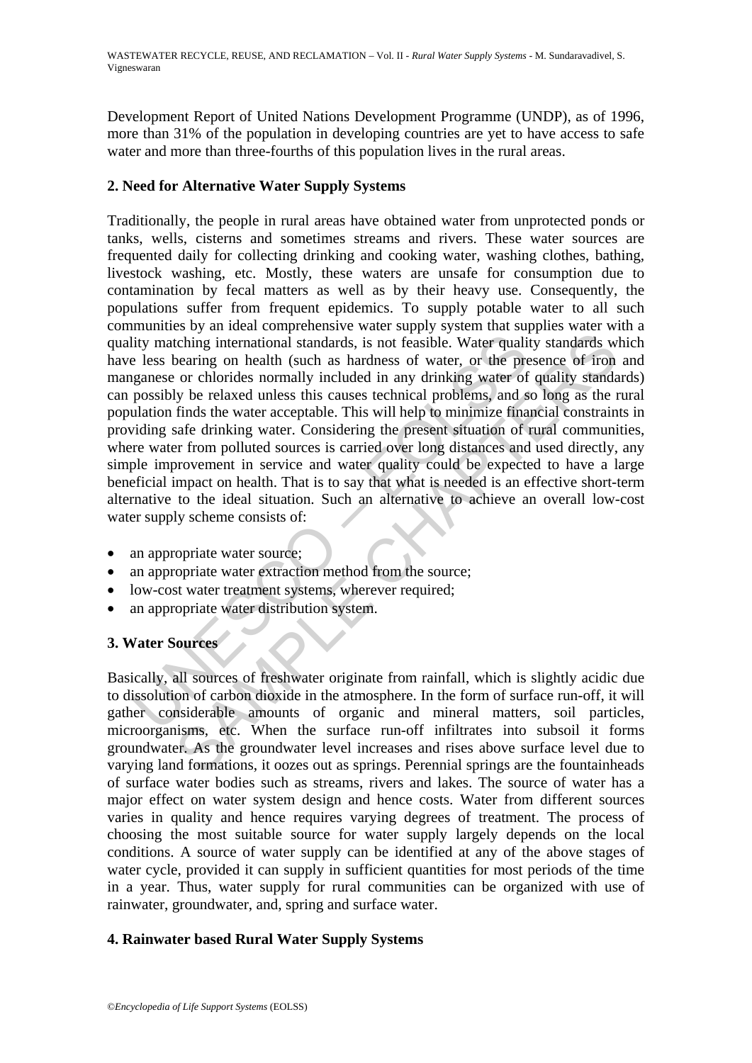Development Report of United Nations Development Programme (UNDP), as of 1996, more than 31% of the population in developing countries are yet to have access to safe water and more than three-fourths of this population lives in the rural areas.

## 2. Need for Alternative Water Supply Systems

Traditionally, the people in rural areas have obtained water from unprotected ponds or tanks, wells, cisterns and sometimes streams and rivers. These water sources are frequented daily for collecting drinking and cooking water, washing clothes, bathing, livestock washing, etc. Mostly, these waters are unsafe for consumption due to contamination by fecal matters as well as by their heavy use. Consequently, the populations suffer from frequent epidemics. To supply potable water to all such communities by an ideal comprehensive water supply system that supplies water with a quality matching international standards, is not feasible. Water quality standards which have less bearing on health (such as hardness of water, or the presence of iron and manganese or chlorides normally included in any drinking water of quality standards) can possibly be relaxed unless this causes technical problems, and so long as the rural population finds the water acceptable. This will help to minimize financial constraints in providing safe drinking water. Considering the present situation of rural communities, where water from polluted sources is carried over long distances and used directly, any simple improvement in service and water quality could be expected to have a large beneficial impact on health. That is to say that what is needed is an effective short-term alternative to the ideal situation. Such an alternative to achieve an overall low-cost water supply scheme consists of:

- an appropriate water source;
- an appropriate water extraction method from the source;
- low-cost water treatment systems, wherever required;
- an appropriate water distribution system.

## 3. Water Sources

Basically, all sources of freshwater originate from rainfall, which is slightly acidic due to dissolution of carbon dioxide in the atmosphere. In the form of surface run-off, it will gather considerable amounts of organic and mineral matters, soil particles, microorganisms, etc. When the surface run-off infiltrates into subsoil it forms groundwater. As the groundwater level increases and rises above surface level due to varying land formations, it oozes out as springs. Perennial springs are the fountainheads of surface water bodies such as streams, rivers and lakes. The source of water has a major effect on water system design and hence costs. Water from different sources varies in quality and hence requires varying degrees of treatment. The process of choosing the most suitable source for water supply largely depends on the local conditions. A source of water supply can be identified at any of the above stages of water cycle, provided it can supply in sufficient quantities for most periods of the time in a year. Thus, water supply for rural communities can be organized with use of rainwater, groundwater, and, spring and surface water.

## 4. Rainwater based Rural Water Supply Systems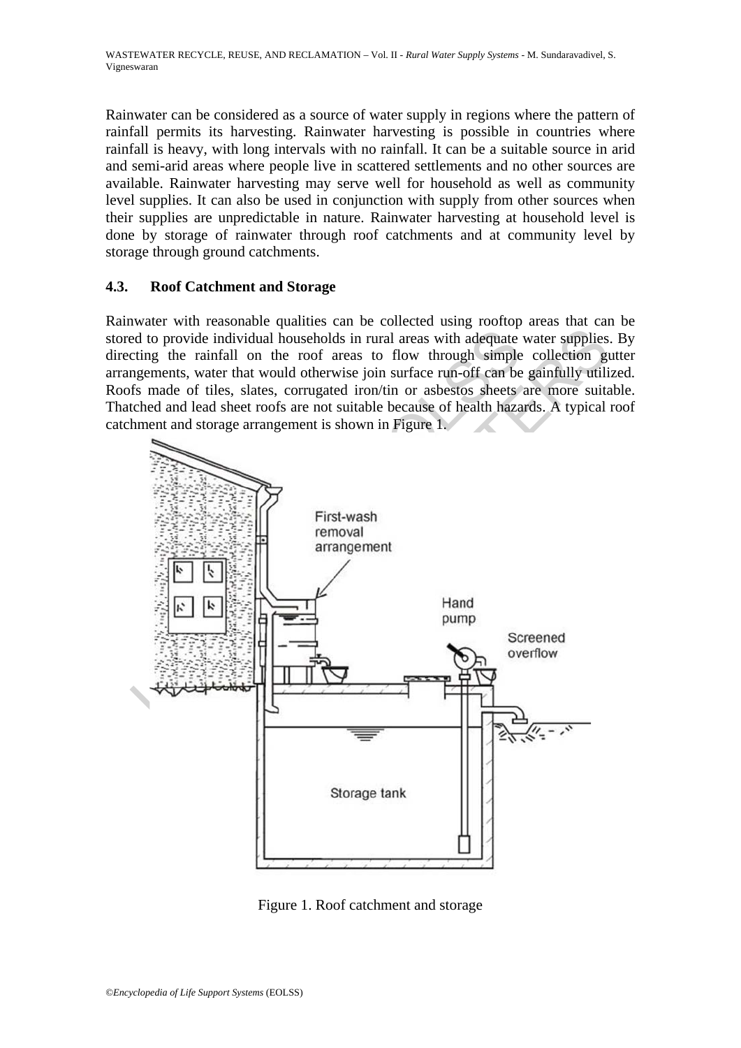Rainwater can be considered as a source of water supply in regions where the pattern of rainfall permits its harvesting. Rainwater harvesting is possible in countries where rainfall is heavy, with long intervals with no rainfall. It can be a suitable source in arid and semi-arid areas where people live in scattered settlements and no other sources are available. Rainwater harvesting may serve well for household as well as community level supplies. It can also be used in conjunction with supply from other sources when their supplies are unpredictable in nature. Rainwater harvesting at household level is done by storage of rainwater through roof catchments and at community level by storage through ground catchments.

### 4.3. Roof Catchment and Storage

Rainwater with reasonable qualities can be collected using rooftop areas that can be stored to provide individual households in rural areas with adequate water supplies. By directing the rainfall on the roof areas to flow through simple collection gutter arrangements, water that would otherwise join surface run-off can be gainfully utilized. Roofs made of tiles, slates, corrugated iron/tin or asbestos sheets are more suitable. Thatched and lead sheet roofs are not suitable because of health hazards. A typical roof catchment and storage arrangement is shown in Figure 1.

Figure 1. Roof catchment and storage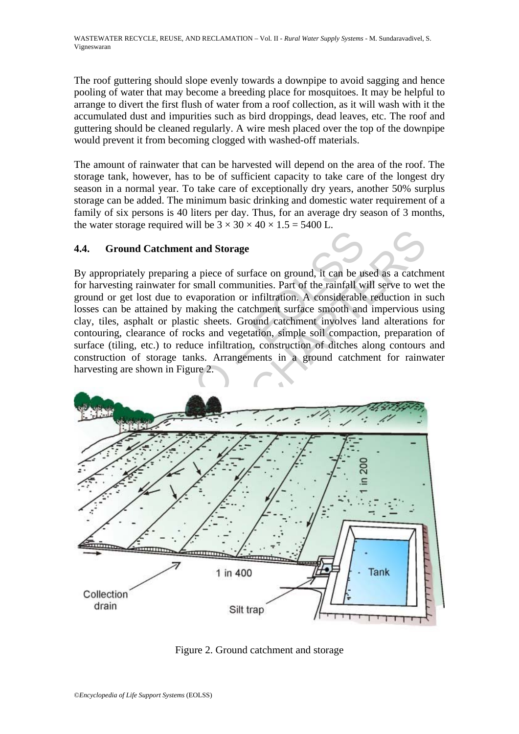The roof guttering should slope evenly towards a downpipe to avoid sagging and hence pooling of water that may become a breeding place for mosquitoes. It may be helpful to arrange to divert the first flush of water from a roof collection, as it will wash with it the accumulated dust and impurities such as bird droppings, dead leaves, etc. The roof and guttering should be cleaned regularly. A wire mesh placed over the top of the downpipe would prevent it from becoming clogged with washed-off materials.

The amount of rainwater that can be harvested will depend on the area of the roof. The storage tank, however, has to be of sufficient capacity to take care of the longest dry season in a normal year. To take care of exceptionally dry years, another 50% surplus storage can be added. The minimum basic drinking and domestic water requirement of a family of six persons is 40 liters per day. Thus, for an average dry season of 3 months, the water storage required will be $3 \times 30 \times 40 \times 1.5 = 5400$ L.

## 4.4. Ground Catchment and Storage

By appropriately preparing a piece of surface on ground, it can be used as a catchment for harvesting rainwater for small communities. Part of the rainfall will serve to wet the ground or get lost due to evaporation or infiltration. A considerable reduction in such losses can be attained by making the catchment surface smooth and impervious using clay, tiles, asphalt or plastic sheets. Ground catchment involves land alterations for contouring, clearance of rocks and vegetation, simple soil compaction, preparation of surface (tiling, etc.) to reduce infiltration, construction of ditches along contours and construction of storage tanks. Arrangements in a ground catchment for rainwater harvesting are shown in Figure 2.

Figure 2. Ground catchment and storage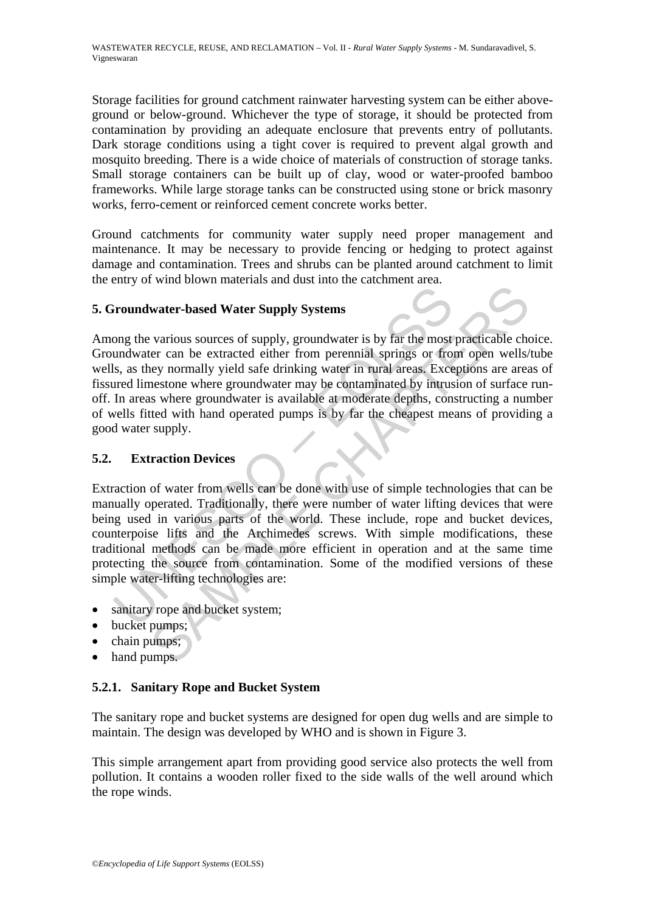Storage facilities for ground catchment rainwater harvesting system can be either above-ground or below-ground. Whichever the type of storage, it should be protected from contamination by providing an adequate enclosure that prevents entry of pollutants. Dark storage conditions using a tight cover is required to prevent algal growth and mosquito breeding. There is a wide choice of materials of construction of storage tanks. Small storage containers can be built up of clay, wood or water-proofed bamboo frameworks. While large storage tanks can be constructed using stone or brick masonry works, ferro-cement or reinforced cement concrete works better.

Ground catchments for community water supply need proper management and maintenance. It may be necessary to provide fencing or hedging to protect against damage and contamination. Trees and shrubs can be planted around catchment to limit the entry of wind blown materials and dust into the catchment area.

## 5. Groundwater-based Water Supply Systems

Among the various sources of supply, groundwater is by far the most practicable choice. Groundwater can be extracted either from perennial springs or from open wells/tube wells, as they normally yield safe drinking water in rural areas. Exceptions are areas of fissured limestone where groundwater may be contaminated by intrusion of surface run-off. In areas where groundwater is available at moderate depths, constructing a number of wells fitted with hand operated pumps is by far the cheapest means of providing a good water supply.

### 5.2. Extraction Devices

Extraction of water from wells can be done with use of simple technologies that can be manually operated. Traditionally, there were number of water lifting devices that were being used in various parts of the world. These include, rope and bucket devices, counterpoise lifts and the Archimedes screws. With simple modifications, these traditional methods can be made more efficient in operation and at the same time protecting the source from contamination. Some of the modified versions of these simple water-lifting technologies are:

- sanitary rope and bucket system;
- bucket pumps;
- chain pumps;
- hand pumps.

#### 5.2.1. Sanitary Rope and Bucket System

The sanitary rope and bucket systems are designed for open dug wells and are simple to maintain. The design was developed by WHO and is shown in Figure 3.

This simple arrangement apart from providing good service also protects the well from pollution. It contains a wooden roller fixed to the side walls of the well around which the rope winds.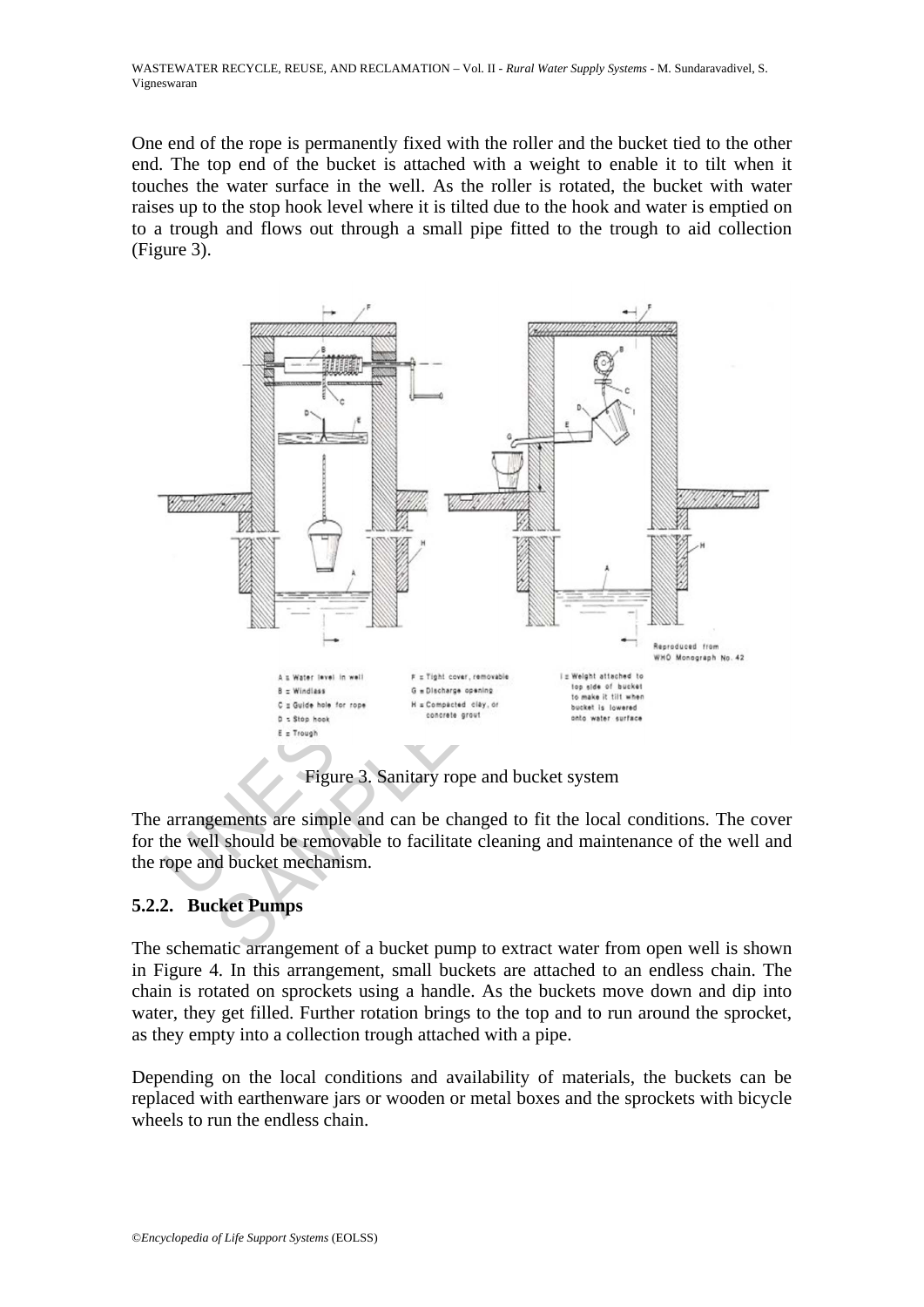One end of the rope is permanently fixed with the roller and the bucket tied to the other end. The top end of the bucket is attached with a weight to enable it to tilt when it touches the water surface in the well. As the roller is rotated, the bucket with water raises up to the stop hook level where it is tilted due to the hook and water is emptied on to a trough and flows out through a small pipe fitted to the trough to aid collection (Figure 3).

Figure 3. Sanitary rope and bucket system

The arrangements are simple and can be changed to fit the local conditions. The cover for the well should be removable to facilitate cleaning and maintenance of the well and the rope and bucket mechanism.

### 5.2.2. Bucket Pumps

The schematic arrangement of a bucket pump to extract water from open well is shown in Figure 4. In this arrangement, small buckets are attached to an endless chain. The chain is rotated on sprockets using a handle. As the buckets move down and dip into water, they get filled. Further rotation brings to the top and to run around the sprocket, as they empty into a collection trough attached with a pipe.

Depending on the local conditions and availability of materials, the buckets can be replaced with earthenware jars or wooden or metal boxes and the sprockets with bicycle wheels to run the endless chain.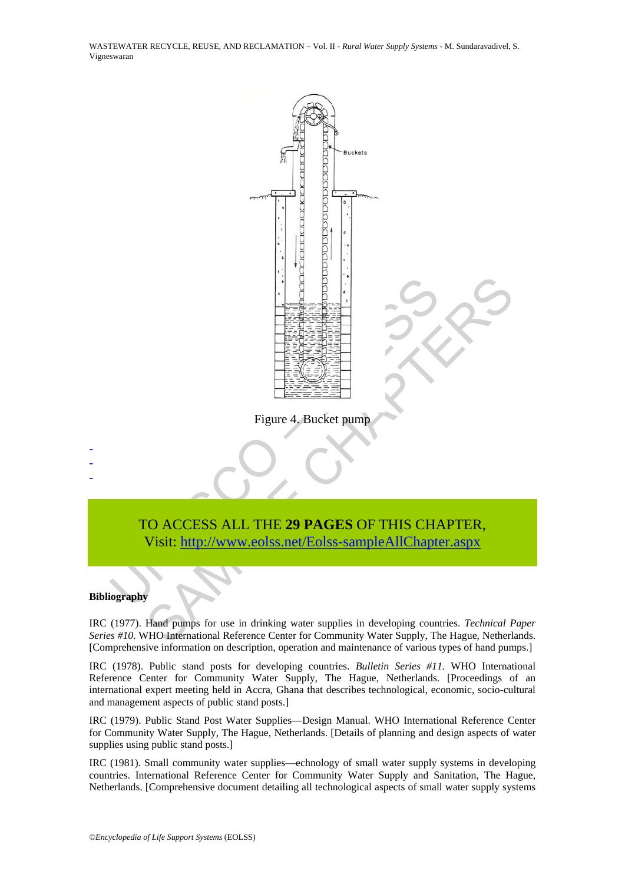Figure 4. Bucket pump

-
-
-

TO ACCESS ALL THE **29 PAGES** OF THIS CHAPTER,
Visit: http://www.eolss.net/Eolss-sampleAllChapter.aspx

**Bibliography**

IRC (1977). Hand pumps for use in drinking water supplies in developing countries. *Technical Paper Series #10*. WHO International Reference Center for Community Water Supply, The Hague, Netherlands. [Comprehensive information on description, operation and maintenance of various types of hand pumps.]

IRC (1978). Public stand posts for developing countries. *Bulletin Series #11.* WHO International Reference Center for Community Water Supply, The Hague, Netherlands. [Proceedings of an international expert meeting held in Accra, Ghana that describes technological, economic, socio-cultural and management aspects of public stand posts.]

IRC (1979). Public Stand Post Water Supplies—Design Manual. WHO International Reference Center for Community Water Supply, The Hague, Netherlands. [Details of planning and design aspects of water supplies using public stand posts.]

IRC (1981). Small community water supplies—echnology of small water supply systems in developing countries. International Reference Center for Community Water Supply and Sanitation, The Hague, Netherlands. [Comprehensive document detailing all technological aspects of small water supply systems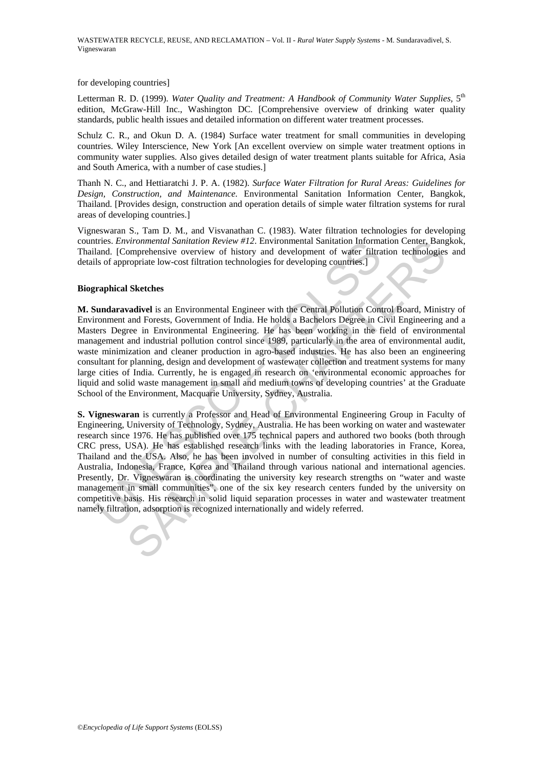for developing countries]

Letterman R. D. (1999). *Water Quality and Treatment: A Handbook of Community Water Supplies*, 5th edition, McGraw-Hill Inc., Washington DC. [Comprehensive overview of drinking water quality standards, public health issues and detailed information on different water treatment processes.

Schulz C. R., and Okun D. A. (1984) Surface water treatment for small communities in developing countries. Wiley Interscience, New York [An excellent overview on simple water treatment options in community water supplies. Also gives detailed design of water treatment plants suitable for Africa, Asia and South America, with a number of case studies.]

Thanh N. C., and Hettiaratchi J. P. A. (1982). *Surface Water Filtration for Rural Areas: Guidelines for Design, Construction, and Maintenance.* Environmental Sanitation Information Center, Bangkok, Thailand. [Provides design, construction and operation details of simple water filtration systems for rural areas of developing countries.]

Vigneswaran S., Tam D. M., and Visvanathan C. (1983). Water filtration technologies for developing countries. *Environmental Sanitation Review #12*. Environmental Sanitation Information Center, Bangkok, Thailand. [Comprehensive overview of history and development of water filtration technologies and details of appropriate low-cost filtration technologies for developing countries.]

**Biographical Sketches**

**M. Sundaravadivel** is an Environmental Engineer with the Central Pollution Control Board, Ministry of Environment and Forests, Government of India. He holds a Bachelors Degree in Civil Engineering and a Masters Degree in Environmental Engineering. He has been working in the field of environmental management and industrial pollution control since 1989, particularly in the area of environmental audit, waste minimization and cleaner production in agro-based industries. He has also been an engineering consultant for planning, design and development of wastewater collection and treatment systems for many large cities of India. Currently, he is engaged in research on 'environmental economic approaches for liquid and solid waste management in small and medium towns of developing countries' at the Graduate School of the Environment, Macquarie University, Sydney, Australia.

**S. Vigneswaran** is currently a Professor and Head of Environmental Engineering Group in Faculty of Engineering, University of Technology, Sydney, Australia. He has been working on water and wastewater research since 1976. He has published over 175 technical papers and authored two books (both through CRC press, USA). He has established research links with the leading laboratories in France, Korea, Thailand and the USA. Also, he has been involved in number of consulting activities in this field in Australia, Indonesia, France, Korea and Thailand through various national and international agencies. Presently, Dr. Vigneswaran is coordinating the university key research strengths on "water and waste management in small communities", one of the six key research centers funded by the university on competitive basis. His research in solid liquid separation processes in water and wastewater treatment namely filtration, adsorption is recognized internationally and widely referred.